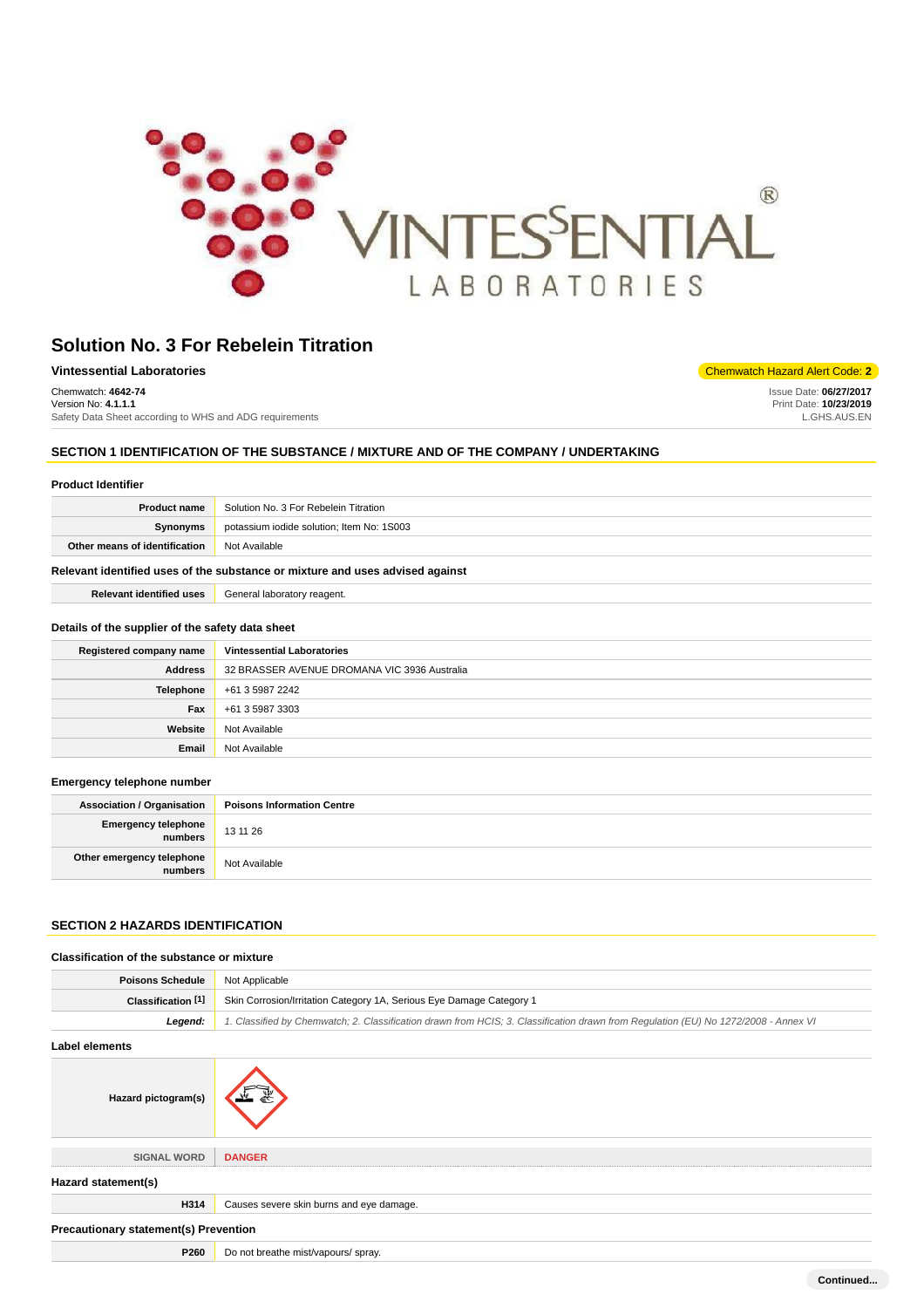# Solution No. 3 For Rebelein Titration

**Vintessential Laboratories**

Chemwatch Hazard Alert Code: **2**

Chemwatch: **4642-74**
Version No: **4.1.1.1**
Safety Data Sheet according to WHS and ADG requirements

Issue Date: **06/27/2017**
Print Date: **10/23/2019**
L.GHS.AUS.EN

## SECTION 1 IDENTIFICATION OF THE SUBSTANCE / MIXTURE AND OF THE COMPANY / UNDERTAKING

### Product Identifier

| | |
|---|---|
| **Product name** | Solution No. 3 For Rebelein Titration |
| **Synonyms** | potassium iodide solution; Item No: 1S003 |
| **Other means of identification** | Not Available |

### Relevant identified uses of the substance or mixture and uses advised against

| | |
|---|---|
| **Relevant identified uses** | General laboratory reagent. |

### Details of the supplier of the safety data sheet

| | |
|---|---|
| **Registered company name** | **Vintessential Laboratories** |
| **Address** | 32 BRASSER AVENUE DROMANA VIC 3936 Australia |
| **Telephone** | +61 3 5987 2242 |
| **Fax** | +61 3 5987 3303 |
| **Website** | Not Available |
| **Email** | Not Available |

### Emergency telephone number

| | |
|---|---|
| **Association / Organisation** | **Poisons Information Centre** |
| **Emergency telephone numbers** | 13 11 26 |
| **Other emergency telephone numbers** | Not Available |

## SECTION 2 HAZARDS IDENTIFICATION

### Classification of the substance or mixture

| | |
|---|---|
| **Poisons Schedule** | Not Applicable |
| **Classification [1]** | Skin Corrosion/Irritation Category 1A, Serious Eye Damage Category 1 |
| ***Legend:*** | *1. Classified by Chemwatch; 2. Classification drawn from HCIS; 3. Classification drawn from Regulation (EU) No 1272/2008 - Annex VI* |

### Label elements

| | |
|---|---|
| **Hazard pictogram(s)** | |
| **SIGNAL WORD** | **DANGER** |

### Hazard statement(s)

| | |
|---|---|
| **H314** | Causes severe skin burns and eye damage. |

### Precautionary statement(s) Prevention

| | |
|---|---|
| **P260** | Do not breathe mist/vapours/ spray. |

Continued...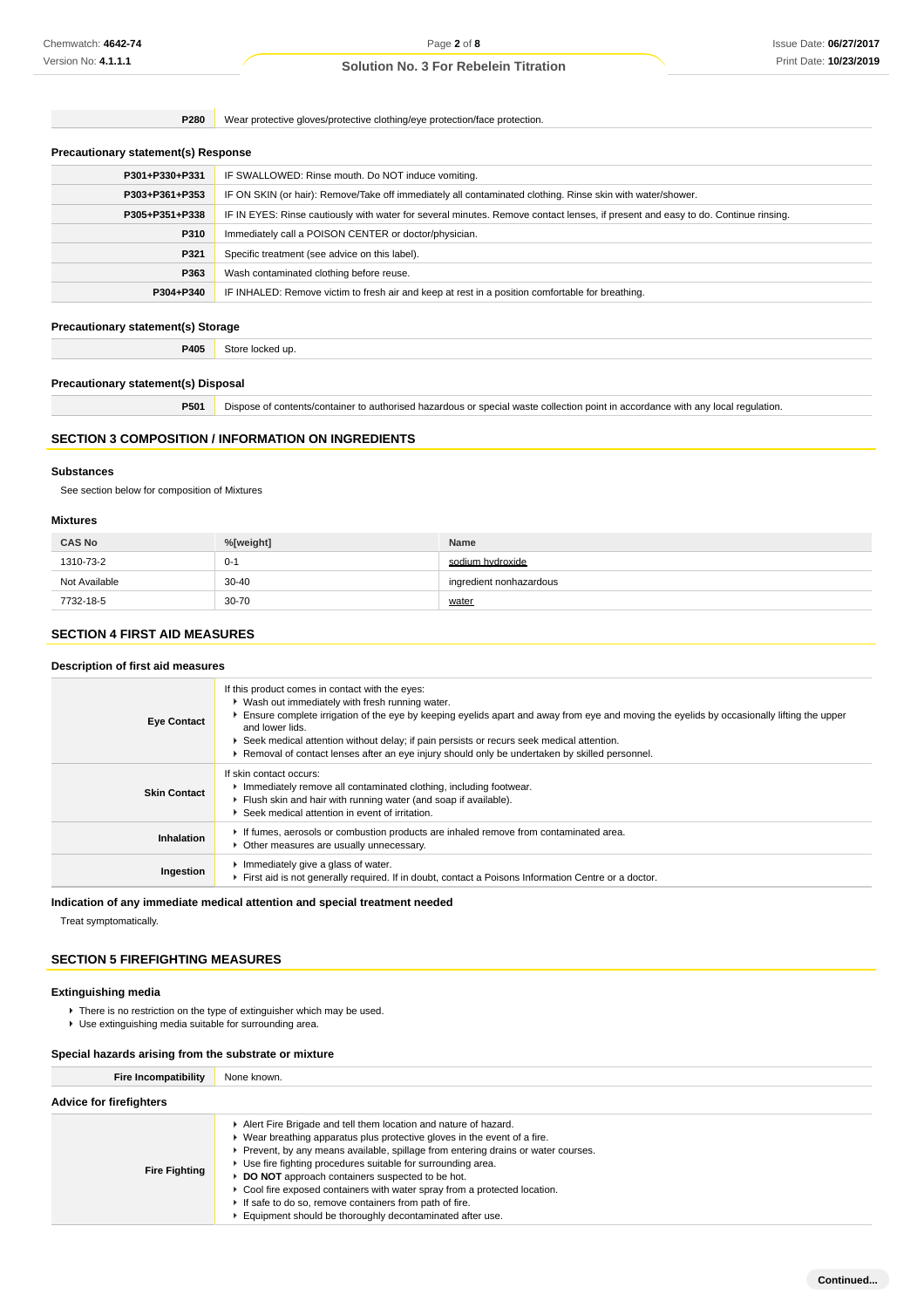| | |
|---|---|
| **P280** | Wear protective gloves/protective clothing/eye protection/face protection. |

### Precautionary statement(s) Response

| | |
|---|---|
| **P301+P330+P331** | IF SWALLOWED: Rinse mouth. Do NOT induce vomiting. |
| **P303+P361+P353** | IF ON SKIN (or hair): Remove/Take off immediately all contaminated clothing. Rinse skin with water/shower. |
| **P305+P351+P338** | IF IN EYES: Rinse cautiously with water for several minutes. Remove contact lenses, if present and easy to do. Continue rinsing. |
| **P310** | Immediately call a POISON CENTER or doctor/physician. |
| **P321** | Specific treatment (see advice on this label). |
| **P363** | Wash contaminated clothing before reuse. |
| **P304+P340** | IF INHALED: Remove victim to fresh air and keep at rest in a position comfortable for breathing. |

### Precautionary statement(s) Storage

| | |
|---|---|
| **P405** | Store locked up. |

### Precautionary statement(s) Disposal

| | |
|---|---|
| **P501** | Dispose of contents/container to authorised hazardous or special waste collection point in accordance with any local regulation. |

## SECTION 3 COMPOSITION / INFORMATION ON INGREDIENTS

### Substances

See section below for composition of Mixtures

### Mixtures

| CAS No | %[weight] | Name |
|---|---|---|
| 1310-73-2 | 0-1 | sodium hydroxide |
| Not Available | 30-40 | ingredient nonhazardous |
| 7732-18-5 | 30-70 | water |

## SECTION 4 FIRST AID MEASURES

### Description of first aid measures

| | |
|---|---|
| **Eye Contact** | If this product comes in contact with the eyes: <br> ▸ Wash out immediately with fresh running water. <br> ▸ Ensure complete irrigation of the eye by keeping eyelids apart and away from eye and moving the eyelids by occasionally lifting the upper and lower lids. <br> ▸ Seek medical attention without delay; if pain persists or recurs seek medical attention. <br> ▸ Removal of contact lenses after an eye injury should only be undertaken by skilled personnel. |
| **Skin Contact** | If skin contact occurs: <br> ▸ Immediately remove all contaminated clothing, including footwear. <br> ▸ Flush skin and hair with running water (and soap if available). <br> ▸ Seek medical attention in event of irritation. |
| **Inhalation** | ▸ If fumes, aerosols or combustion products are inhaled remove from contaminated area. <br> ▸ Other measures are usually unnecessary. |
| **Ingestion** | ▸ Immediately give a glass of water. <br> ▸ First aid is not generally required. If in doubt, contact a Poisons Information Centre or a doctor. |

### Indication of any immediate medical attention and special treatment needed

Treat symptomatically.

## SECTION 5 FIREFIGHTING MEASURES

### Extinguishing media

- There is no restriction on the type of extinguisher which may be used.
- Use extinguishing media suitable for surrounding area.

### Special hazards arising from the substrate or mixture

| | |
|---|---|
| **Fire Incompatibility** | None known. |

### Advice for firefighters

| | |
|---|---|
| **Fire Fighting** | ▸ Alert Fire Brigade and tell them location and nature of hazard. <br> ▸ Wear breathing apparatus plus protective gloves in the event of a fire. <br> ▸ Prevent, by any means available, spillage from entering drains or water courses. <br> ▸ Use fire fighting procedures suitable for surrounding area. <br> ▸ **DO NOT** approach containers suspected to be hot. <br> ▸ Cool fire exposed containers with water spray from a protected location. <br> ▸ If safe to do so, remove containers from path of fire. <br> ▸ Equipment should be thoroughly decontaminated after use. |

Continued...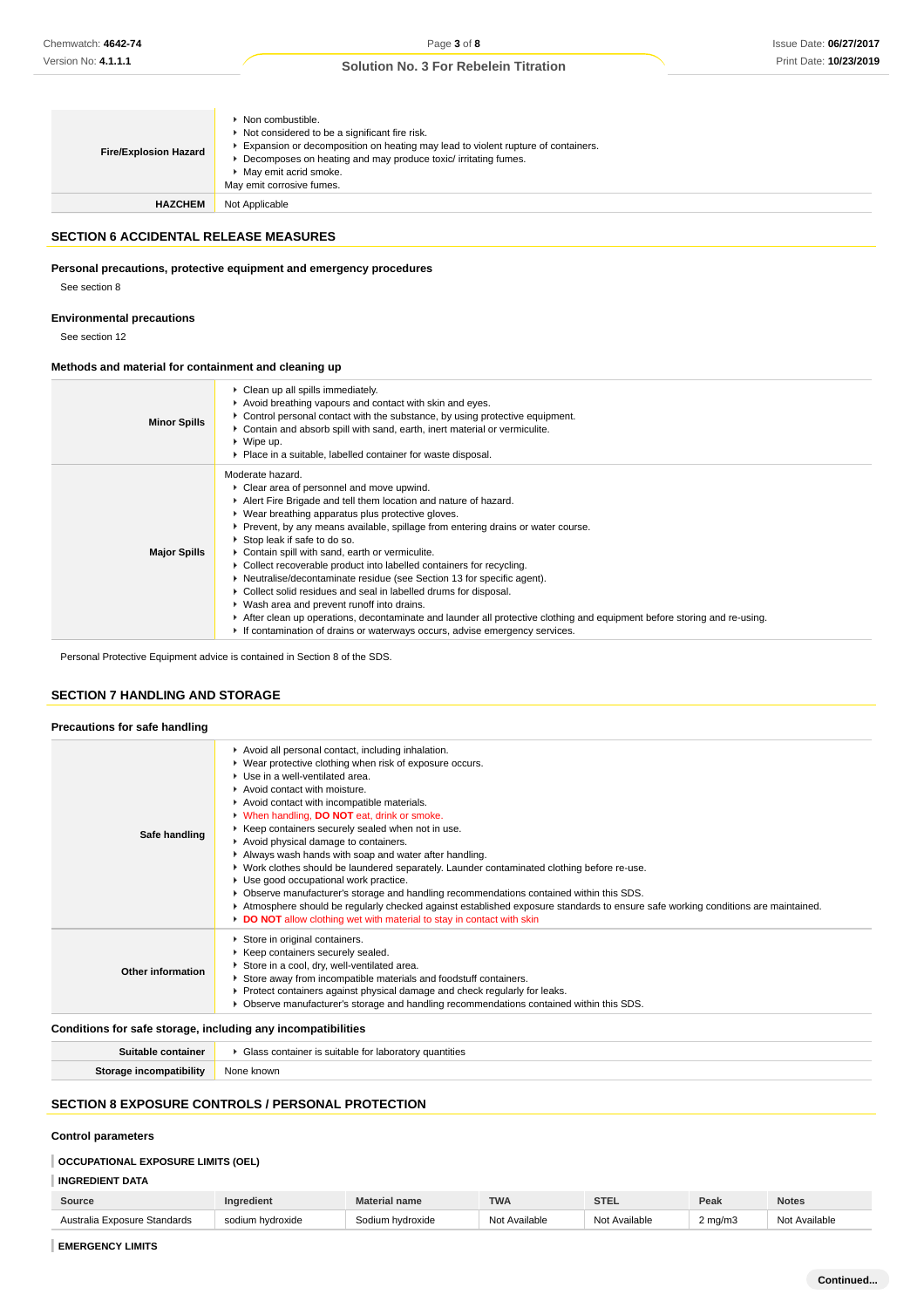| | |
|---|---|
| **Fire/Explosion Hazard** | ▸ Non combustible.<br>▸ Not considered to be a significant fire risk.<br>▸ Expansion or decomposition on heating may lead to violent rupture of containers.<br>▸ Decomposes on heating and may produce toxic/ irritating fumes.<br>▸ May emit acrid smoke.<br>May emit corrosive fumes. |
| **HAZCHEM** | Not Applicable |

## SECTION 6 ACCIDENTAL RELEASE MEASURES

### Personal precautions, protective equipment and emergency procedures

See section 8

### Environmental precautions

See section 12

### Methods and material for containment and cleaning up

| | |
|---|---|
| **Minor Spills** | ▸ Clean up all spills immediately.<br>▸ Avoid breathing vapours and contact with skin and eyes.<br>▸ Control personal contact with the substance, by using protective equipment.<br>▸ Contain and absorb spill with sand, earth, inert material or vermiculite.<br>▸ Wipe up.<br>▸ Place in a suitable, labelled container for waste disposal. |
| **Major Spills** | Moderate hazard.<br>▸ Clear area of personnel and move upwind.<br>▸ Alert Fire Brigade and tell them location and nature of hazard.<br>▸ Wear breathing apparatus plus protective gloves.<br>▸ Prevent, by any means available, spillage from entering drains or water course.<br>▸ Stop leak if safe to do so.<br>▸ Contain spill with sand, earth or vermiculite.<br>▸ Collect recoverable product into labelled containers for recycling.<br>▸ Neutralise/decontaminate residue (see Section 13 for specific agent).<br>▸ Collect solid residues and seal in labelled drums for disposal.<br>▸ Wash area and prevent runoff into drains.<br>▸ After clean up operations, decontaminate and launder all protective clothing and equipment before storing and re-using.<br>▸ If contamination of drains or waterways occurs, advise emergency services. |

Personal Protective Equipment advice is contained in Section 8 of the SDS.

## SECTION 7 HANDLING AND STORAGE

### Precautions for safe handling

| | |
|---|---|
| **Safe handling** | ▸ Avoid all personal contact, including inhalation.<br>▸ Wear protective clothing when risk of exposure occurs.<br>▸ Use in a well-ventilated area.<br>▸ Avoid contact with moisture.<br>▸ Avoid contact with incompatible materials.<br>▸ When handling, **DO NOT** eat, drink or smoke.<br>▸ Keep containers securely sealed when not in use.<br>▸ Avoid physical damage to containers.<br>▸ Always wash hands with soap and water after handling.<br>▸ Work clothes should be laundered separately. Launder contaminated clothing before re-use.<br>▸ Use good occupational work practice.<br>▸ Observe manufacturer's storage and handling recommendations contained within this SDS.<br>▸ Atmosphere should be regularly checked against established exposure standards to ensure safe working conditions are maintained.<br>▸ **DO NOT** allow clothing wet with material to stay in contact with skin |
| **Other information** | ▸ Store in original containers.<br>▸ Keep containers securely sealed.<br>▸ Store in a cool, dry, well-ventilated area.<br>▸ Store away from incompatible materials and foodstuff containers.<br>▸ Protect containers against physical damage and check regularly for leaks.<br>▸ Observe manufacturer's storage and handling recommendations contained within this SDS. |

### Conditions for safe storage, including any incompatibilities

| | |
|---|---|
| **Suitable container** | ▸ Glass container is suitable for laboratory quantities |
| **Storage incompatibility** | None known |

## SECTION 8 EXPOSURE CONTROLS / PERSONAL PROTECTION

### Control parameters

**OCCUPATIONAL EXPOSURE LIMITS (OEL)**

**INGREDIENT DATA**

| Source | Ingredient | Material name | TWA | STEL | Peak | Notes |
|---|---|---|---|---|---|---|
| Australia Exposure Standards | sodium hydroxide | Sodium hydroxide | Not Available | Not Available | 2 mg/m3 | Not Available |

**EMERGENCY LIMITS**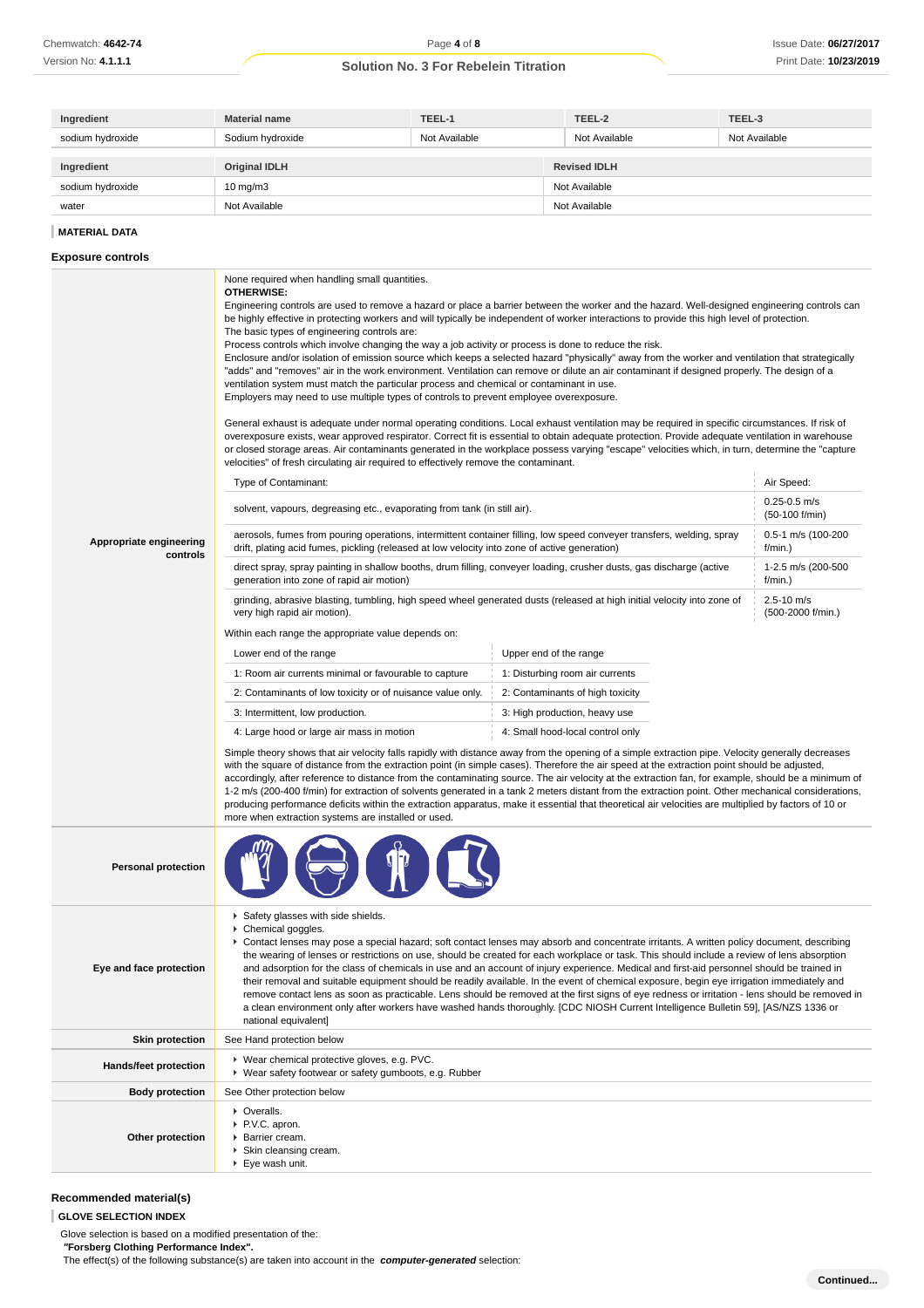| Ingredient | Material name | TEEL-1 | TEEL-2 | TEEL-3 |
|---|---|---|---|---|
| sodium hydroxide | Sodium hydroxide | Not Available | Not Available | Not Available |

| Ingredient | Original IDLH | Revised IDLH |
|---|---|---|
| sodium hydroxide | 10 mg/m3 | Not Available |
| water | Not Available | Not Available |

## MATERIAL DATA

### Exposure controls

**Appropriate engineering controls**

None required when handling small quantities.
**OTHERWISE:**
Engineering controls are used to remove a hazard or place a barrier between the worker and the hazard. Well-designed engineering controls can be highly effective in protecting workers and will typically be independent of worker interactions to provide this high level of protection.
The basic types of engineering controls are:
Process controls which involve changing the way a job activity or process is done to reduce the risk.
Enclosure and/or isolation of emission source which keeps a selected hazard "physically" away from the worker and ventilation that strategically "adds" and "removes" air in the work environment. Ventilation can remove or dilute an air contaminant if designed properly. The design of a ventilation system must match the particular process and chemical or contaminant in use.
Employers may need to use multiple types of controls to prevent employee overexposure.

General exhaust is adequate under normal operating conditions. Local exhaust ventilation may be required in specific circumstances. If risk of overexposure exists, wear approved respirator. Correct fit is essential to obtain adequate protection. Provide adequate ventilation in warehouse or closed storage areas. Air contaminants generated in the workplace possess varying "escape" velocities which, in turn, determine the "capture velocities" of fresh circulating air required to effectively remove the contaminant.

| Type of Contaminant: | Air Speed: |
|---|---|
| solvent, vapours, degreasing etc., evaporating from tank (in still air). | 0.25-0.5 m/s (50-100 f/min) |
| aerosols, fumes from pouring operations, intermittent container filling, low speed conveyer transfers, welding, spray drift, plating acid fumes, pickling (released at low velocity into zone of active generation) | 0.5-1 m/s (100-200 f/min.) |
| direct spray, spray painting in shallow booths, drum filling, conveyer loading, crusher dusts, gas discharge (active generation into zone of rapid air motion) | 1-2.5 m/s (200-500 f/min.) |
| grinding, abrasive blasting, tumbling, high speed wheel generated dusts (released at high initial velocity into zone of very high rapid air motion). | 2.5-10 m/s (500-2000 f/min.) |

Within each range the appropriate value depends on:

| Lower end of the range | Upper end of the range |
|---|---|
| 1: Room air currents minimal or favourable to capture | 1: Disturbing room air currents |
| 2: Contaminants of low toxicity or of nuisance value only. | 2: Contaminants of high toxicity |
| 3: Intermittent, low production. | 3: High production, heavy use |
| 4: Large hood or large air mass in motion | 4: Small hood-local control only |

Simple theory shows that air velocity falls rapidly with distance away from the opening of a simple extraction pipe. Velocity generally decreases with the square of distance from the extraction point (in simple cases). Therefore the air speed at the extraction point should be adjusted, accordingly, after reference to distance from the contaminating source. The air velocity at the extraction fan, for example, should be a minimum of 1-2 m/s (200-400 f/min) for extraction of solvents generated in a tank 2 meters distant from the extraction point. Other mechanical considerations, producing performance deficits within the extraction apparatus, make it essential that theoretical air velocities are multiplied by factors of 10 or more when extraction systems are installed or used.

**Personal protection**

**Eye and face protection**

- Safety glasses with side shields.
- Chemical goggles.
- Contact lenses may pose a special hazard; soft contact lenses may absorb and concentrate irritants. A written policy document, describing the wearing of lenses or restrictions on use, should be created for each workplace or task. This should include a review of lens absorption and adsorption for the class of chemicals in use and an account of injury experience. Medical and first-aid personnel should be trained in their removal and suitable equipment should be readily available. In the event of chemical exposure, begin eye irrigation immediately and remove contact lens as soon as practicable. Lens should be removed at the first signs of eye redness or irritation - lens should be removed in a clean environment only after workers have washed hands thoroughly. [CDC NIOSH Current Intelligence Bulletin 59], [AS/NZS 1336 or national equivalent]

**Skin protection**

See Hand protection below

**Hands/feet protection**

- Wear chemical protective gloves, e.g. PVC.
- Wear safety footwear or safety gumboots, e.g. Rubber

**Body protection**

See Other protection below

**Other protection**

- Overalls.
- P.V.C. apron.
- Barrier cream.
- Skin cleansing cream.
- Eye wash unit.

### Recommended material(s)

**GLOVE SELECTION INDEX**

Glove selection is based on a modified presentation of the:
***"Forsberg Clothing Performance Index".***
The effect(s) of the following substance(s) are taken into account in the ***computer-generated*** selection: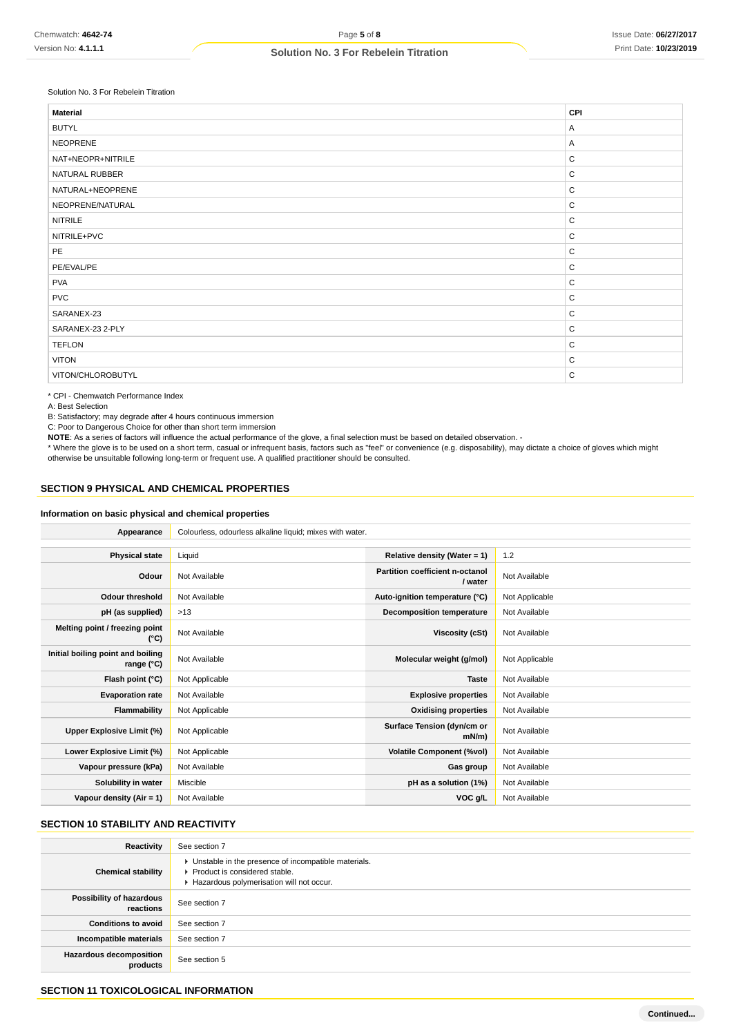Solution No. 3 For Rebelein Titration

| Material | CPI |
|---|---|
| BUTYL | A |
| NEOPRENE | A |
| NAT+NEOPR+NITRILE | C |
| NATURAL RUBBER | C |
| NATURAL+NEOPRENE | C |
| NEOPRENE/NATURAL | C |
| NITRILE | C |
| NITRILE+PVC | C |
| PE | C |
| PE/EVAL/PE | C |
| PVA | C |
| PVC | C |
| SARANEX-23 | C |
| SARANEX-23 2-PLY | C |
| TEFLON | C |
| VITON | C |
| VITON/CHLOROBUTYL | C |

* CPI - Chemwatch Performance Index

A: Best Selection

B: Satisfactory; may degrade after 4 hours continuous immersion

C: Poor to Dangerous Choice for other than short term immersion

**NOTE**: As a series of factors will influence the actual performance of the glove, a final selection must be based on detailed observation. -

* Where the glove is to be used on a short term, casual or infrequent basis, factors such as "feel" or convenience (e.g. disposability), may dictate a choice of gloves which might otherwise be unsuitable following long-term or frequent use. A qualified practitioner should be consulted.

## SECTION 9 PHYSICAL AND CHEMICAL PROPERTIES

### Information on basic physical and chemical properties

| | | | |
|---|---|---|---|
| **Appearance** | Colourless, odourless alkaline liquid; mixes with water. | | |
| **Physical state** | Liquid | **Relative density (Water = 1)** | 1.2 |
| **Odour** | Not Available | **Partition coefficient n-octanol / water** | Not Available |
| **Odour threshold** | Not Available | **Auto-ignition temperature (°C)** | Not Applicable |
| **pH (as supplied)** | >13 | **Decomposition temperature** | Not Available |
| **Melting point / freezing point (°C)** | Not Available | **Viscosity (cSt)** | Not Available |
| **Initial boiling point and boiling range (°C)** | Not Available | **Molecular weight (g/mol)** | Not Applicable |
| **Flash point (°C)** | Not Applicable | **Taste** | Not Available |
| **Evaporation rate** | Not Available | **Explosive properties** | Not Available |
| **Flammability** | Not Applicable | **Oxidising properties** | Not Available |
| **Upper Explosive Limit (%)** | Not Applicable | **Surface Tension (dyn/cm or mN/m)** | Not Available |
| **Lower Explosive Limit (%)** | Not Applicable | **Volatile Component (%vol)** | Not Available |
| **Vapour pressure (kPa)** | Not Available | **Gas group** | Not Available |
| **Solubility in water** | Miscible | **pH as a solution (1%)** | Not Available |
| **Vapour density (Air = 1)** | Not Available | **VOC g/L** | Not Available |

## SECTION 10 STABILITY AND REACTIVITY

| | |
|---|---|
| **Reactivity** | See section 7 |
| **Chemical stability** | ▸ Unstable in the presence of incompatible materials.<br>▸ Product is considered stable.<br>▸ Hazardous polymerisation will not occur. |
| **Possibility of hazardous reactions** | See section 7 |
| **Conditions to avoid** | See section 7 |
| **Incompatible materials** | See section 7 |
| **Hazardous decomposition products** | See section 5 |

## SECTION 11 TOXICOLOGICAL INFORMATION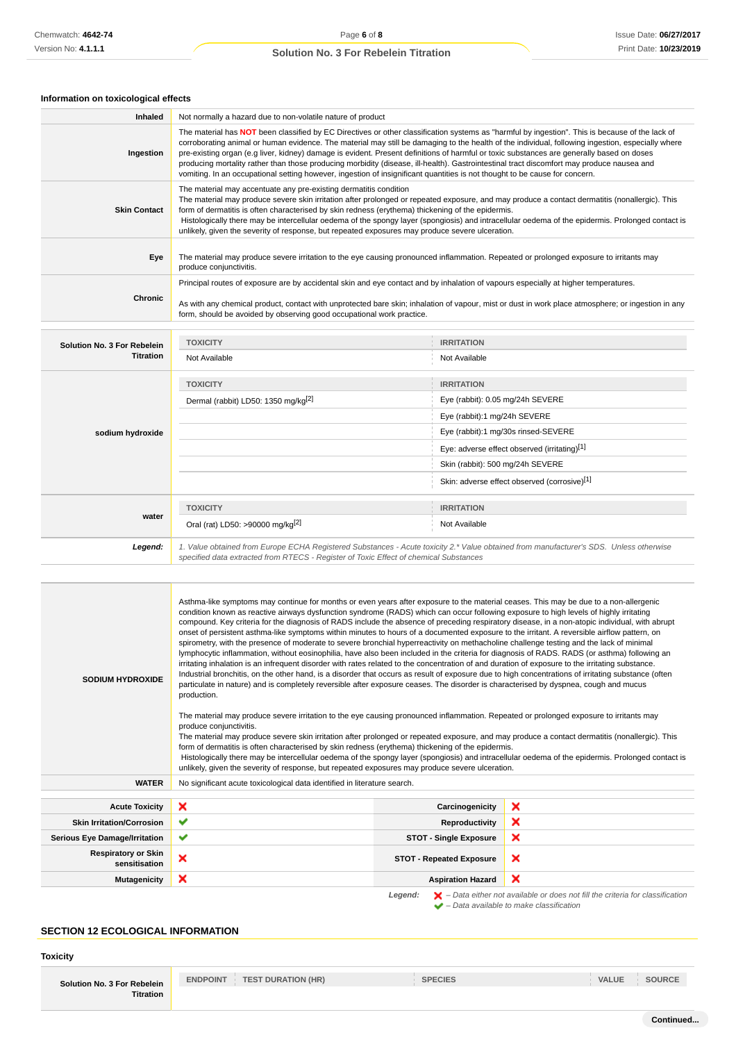## Information on toxicological effects

| | |
|---|---|
| **Inhaled** | Not normally a hazard due to non-volatile nature of product |
| **Ingestion** | The material has **NOT** been classified by EC Directives or other classification systems as "harmful by ingestion". This is because of the lack of corroborating animal or human evidence. The material may still be damaging to the health of the individual, following ingestion, especially where pre-existing organ (e.g liver, kidney) damage is evident. Present definitions of harmful or toxic substances are generally based on doses producing mortality rather than those producing morbidity (disease, ill-health). Gastrointestinal tract discomfort may produce nausea and vomiting. In an occupational setting however, ingestion of insignificant quantities is not thought to be cause for concern. |
| **Skin Contact** | The material may accentuate any pre-existing dermatitis condition<br>The material may produce severe skin irritation after prolonged or repeated exposure, and may produce a contact dermatitis (nonallergic). This form of dermatitis is often characterised by skin redness (erythema) thickening of the epidermis.<br>Histologically there may be intercellular oedema of the spongy layer (spongiosis) and intracellular oedema of the epidermis. Prolonged contact is unlikely, given the severity of response, but repeated exposures may produce severe ulceration. |
| **Eye** | The material may produce severe irritation to the eye causing pronounced inflammation. Repeated or prolonged exposure to irritants may produce conjunctivitis. |
| **Chronic** | Principal routes of exposure are by accidental skin and eye contact and by inhalation of vapours especially at higher temperatures.<br><br>As with any chemical product, contact with unprotected bare skin; inhalation of vapour, mist or dust in work place atmosphere; or ingestion in any form, should be avoided by observing good occupational work practice. |

| | TOXICITY | IRRITATION |
|---|---|---|
| **Solution No. 3 For Rebelein Titration** | Not Available | Not Available |
| **sodium hydroxide** | **TOXICITY** | **IRRITATION** |
| | Dermal (rabbit) LD50: 1350 mg/kg[2] | Eye (rabbit): 0.05 mg/24h SEVERE |
| | | Eye (rabbit):1 mg/24h SEVERE |
| | | Eye (rabbit):1 mg/30s rinsed-SEVERE |
| | | Eye: adverse effect observed (irritating)[1] |
| | | Skin (rabbit): 500 mg/24h SEVERE |
| | | Skin: adverse effect observed (corrosive)[1] |
| **water** | **TOXICITY** | **IRRITATION** |
| | Oral (rat) LD50: >90000 mg/kg[2] | Not Available |

***Legend:*** *1. Value obtained from Europe ECHA Registered Substances - Acute toxicity 2.* Value obtained from manufacturer's SDS. Unless otherwise specified data extracted from RTECS - Register of Toxic Effect of chemical Substances*

| | |
|---|---|
| **SODIUM HYDROXIDE** | Asthma-like symptoms may continue for months or even years after exposure to the material ceases. This may be due to a non-allergenic condition known as reactive airways dysfunction syndrome (RADS) which can occur following exposure to high levels of highly irritating compound. Key criteria for the diagnosis of RADS include the absence of preceding respiratory disease, in a non-atopic individual, with abrupt onset of persistent asthma-like symptoms within minutes to hours of a documented exposure to the irritant. A reversible airflow pattern, on spirometry, with the presence of moderate to severe bronchial hyperreactivity on methacholine challenge testing and the lack of minimal lymphocytic inflammation, without eosinophilia, have also been included in the criteria for diagnosis of RADS. RADS (or asthma) following an irritating inhalation is an infrequent disorder with rates related to the concentration of and duration of exposure to the irritating substance. Industrial bronchitis, on the other hand, is a disorder that occurs as result of exposure due to high concentrations of irritating substance (often particulate in nature) and is completely reversible after exposure ceases. The disorder is characterised by dyspnea, cough and mucus production.<br><br>The material may produce severe irritation to the eye causing pronounced inflammation. Repeated or prolonged exposure to irritants may produce conjunctivitis.<br>The material may produce severe skin irritation after prolonged or repeated exposure, and may produce a contact dermatitis (nonallergic). This form of dermatitis is often characterised by skin redness (erythema) thickening of the epidermis.<br>Histologically there may be intercellular oedema of the spongy layer (spongiosis) and intracellular oedema of the epidermis. Prolonged contact is unlikely, given the severity of response, but repeated exposures may produce severe ulceration. |
| **WATER** | No significant acute toxicological data identified in literature search. |

| | | | |
|---|---|---|---|
| **Acute Toxicity** | ✘ | **Carcinogenicity** | ✘ |
| **Skin Irritation/Corrosion** | ✔ | **Reproductivity** | ✘ |
| **Serious Eye Damage/Irritation** | ✔ | **STOT - Single Exposure** | ✘ |
| **Respiratory or Skin sensitisation** | ✘ | **STOT - Repeated Exposure** | ✘ |
| **Mutagenicity** | ✘ | **Aspiration Hazard** | ✘ |

***Legend:*** ✘ *– Data either not available or does not fill the criteria for classification*
✔ *– Data available to make classification*

## SECTION 12 ECOLOGICAL INFORMATION

### Toxicity

| | ENDPOINT | TEST DURATION (HR) | SPECIES | VALUE | SOURCE |
|---|---|---|---|---|---|
| **Solution No. 3 For Rebelein Titration** | | | | | |

**Continued...**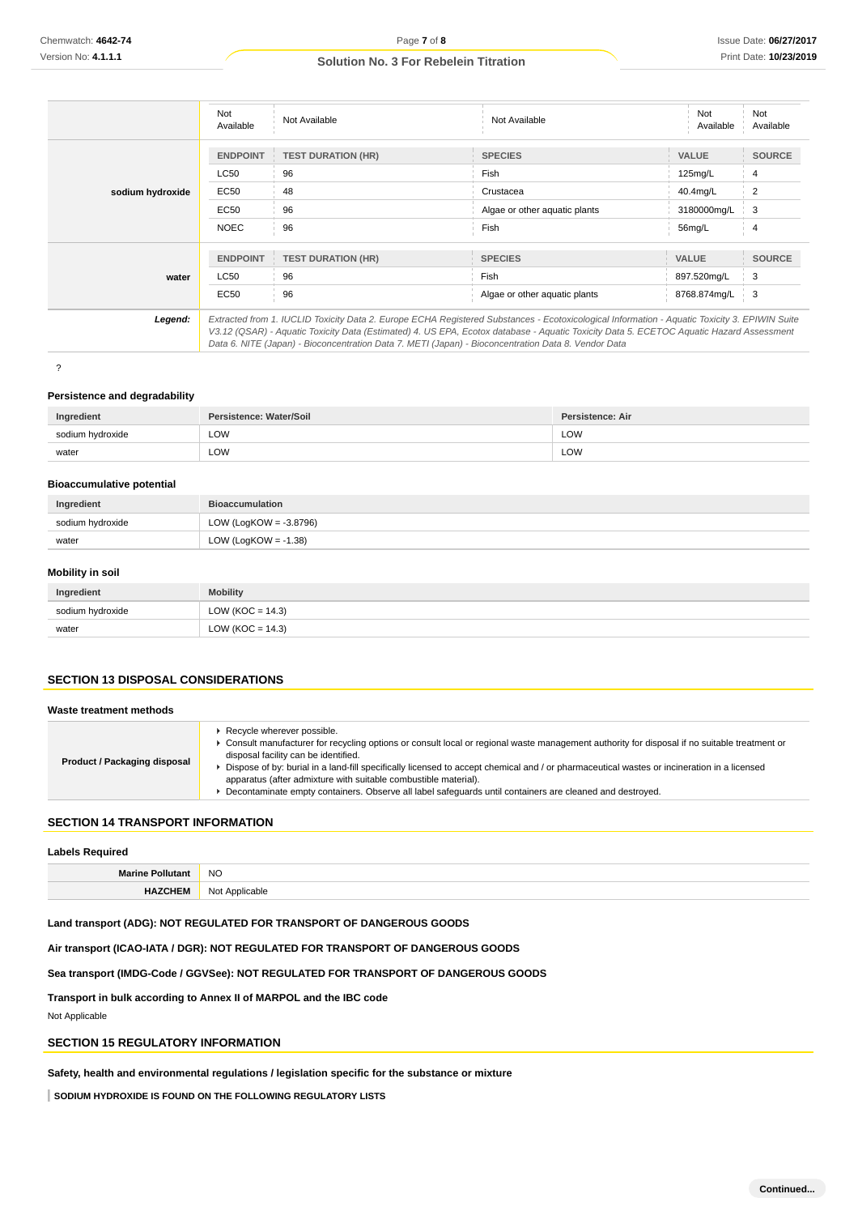| | ENDPOINT | TEST DURATION (HR) | SPECIES | VALUE | SOURCE |
|---|---|---|---|---|---|
| | Not Available | Not Available | Not Available | Not Available | Not Available |
| **sodium hydroxide** | ENDPOINT | TEST DURATION (HR) | SPECIES | VALUE | SOURCE |
| | LC50 | 96 | Fish | 125mg/L | 4 |
| | EC50 | 48 | Crustacea | 40.4mg/L | 2 |
| | EC50 | 96 | Algae or other aquatic plants | 3180000mg/L | 3 |
| | NOEC | 96 | Fish | 56mg/L | 4 |
| **water** | ENDPOINT | TEST DURATION (HR) | SPECIES | VALUE | SOURCE |
| | LC50 | 96 | Fish | 897.520mg/L | 3 |
| | EC50 | 96 | Algae or other aquatic plants | 8768.874mg/L | 3 |
| ***Legend:*** | *Extracted from 1. IUCLID Toxicity Data 2. Europe ECHA Registered Substances - Ecotoxicological Information - Aquatic Toxicity 3. EPIWIN Suite V3.12 (QSAR) - Aquatic Toxicity Data (Estimated) 4. US EPA, Ecotox database - Aquatic Toxicity Data 5. ECETOC Aquatic Hazard Assessment Data 6. NITE (Japan) - Bioconcentration Data 7. METI (Japan) - Bioconcentration Data 8. Vendor Data* | | | | |

?

### Persistence and degradability

| Ingredient | Persistence: Water/Soil | Persistence: Air |
|---|---|---|
| sodium hydroxide | LOW | LOW |
| water | LOW | LOW |

### Bioaccumulative potential

| Ingredient | Bioaccumulation |
|---|---|
| sodium hydroxide | LOW (LogKOW = -3.8796) |
| water | LOW (LogKOW = -1.38) |

### Mobility in soil

| Ingredient | Mobility |
|---|---|
| sodium hydroxide | LOW (KOC = 14.3) |
| water | LOW (KOC = 14.3) |

## SECTION 13 DISPOSAL CONSIDERATIONS

### Waste treatment methods

| | |
|---|---|
| **Product / Packaging disposal** | ▸ Recycle wherever possible. ▸ Consult manufacturer for recycling options or consult local or regional waste management authority for disposal if no suitable treatment or disposal facility can be identified. ▸ Dispose of by: burial in a land-fill specifically licensed to accept chemical and / or pharmaceutical wastes or incineration in a licensed apparatus (after admixture with suitable combustible material). ▸ Decontaminate empty containers. Observe all label safeguards until containers are cleaned and destroyed. |

## SECTION 14 TRANSPORT INFORMATION

### Labels Required

| | |
|---|---|
| **Marine Pollutant** | NO |
| **HAZCHEM** | Not Applicable |

**Land transport (ADG): NOT REGULATED FOR TRANSPORT OF DANGEROUS GOODS**

**Air transport (ICAO-IATA / DGR): NOT REGULATED FOR TRANSPORT OF DANGEROUS GOODS**

**Sea transport (IMDG-Code / GGVSee): NOT REGULATED FOR TRANSPORT OF DANGEROUS GOODS**

**Transport in bulk according to Annex II of MARPOL and the IBC code**

Not Applicable

## SECTION 15 REGULATORY INFORMATION

**Safety, health and environmental regulations / legislation specific for the substance or mixture**

**SODIUM HYDROXIDE IS FOUND ON THE FOLLOWING REGULATORY LISTS**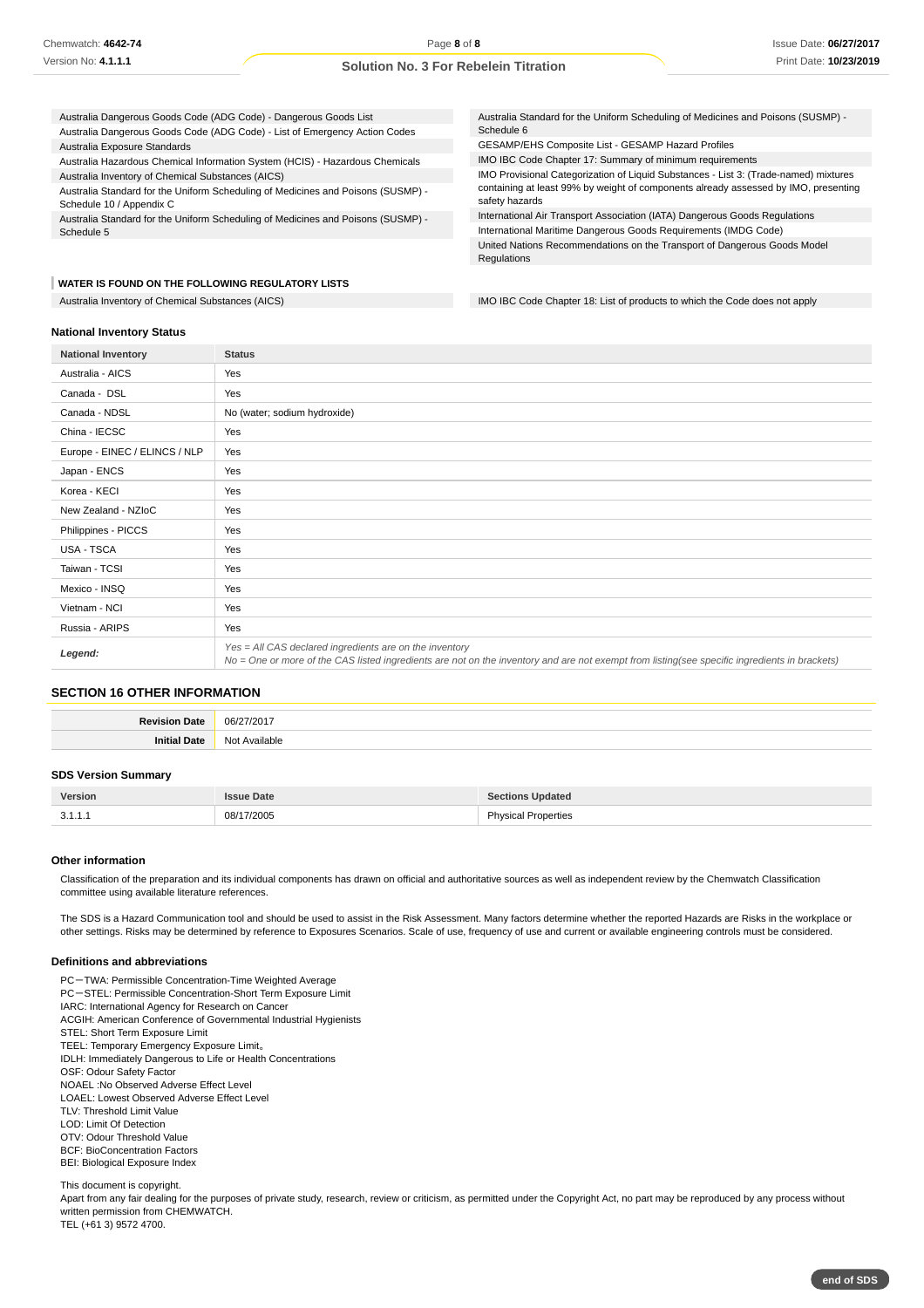| | |
|---|---|
| Australia Dangerous Goods Code (ADG Code) - Dangerous Goods List | Australia Standard for the Uniform Scheduling of Medicines and Poisons (SUSMP) - Schedule 6 |
| Australia Dangerous Goods Code (ADG Code) - List of Emergency Action Codes | GESAMP/EHS Composite List - GESAMP Hazard Profiles |
| Australia Exposure Standards | IMO IBC Code Chapter 17: Summary of minimum requirements |
| Australia Hazardous Chemical Information System (HCIS) - Hazardous Chemicals | IMO Provisional Categorization of Liquid Substances - List 3: (Trade-named) mixtures containing at least 99% by weight of components already assessed by IMO, presenting safety hazards |
| Australia Inventory of Chemical Substances (AICS) | International Air Transport Association (IATA) Dangerous Goods Regulations |
| Australia Standard for the Uniform Scheduling of Medicines and Poisons (SUSMP) - Schedule 10 / Appendix C | International Maritime Dangerous Goods Requirements (IMDG Code) |
| Australia Standard for the Uniform Scheduling of Medicines and Poisons (SUSMP) - Schedule 5 | United Nations Recommendations on the Transport of Dangerous Goods Model Regulations |

**WATER IS FOUND ON THE FOLLOWING REGULATORY LISTS**

| | |
|---|---|
| Australia Inventory of Chemical Substances (AICS) | IMO IBC Code Chapter 18: List of products to which the Code does not apply |

### National Inventory Status

| National Inventory | Status |
|---|---|
| Australia - AICS | Yes |
| Canada - DSL | Yes |
| Canada - NDSL | No (water; sodium hydroxide) |
| China - IECSC | Yes |
| Europe - EINEC / ELINCS / NLP | Yes |
| Japan - ENCS | Yes |
| Korea - KECI | Yes |
| New Zealand - NZIoC | Yes |
| Philippines - PICCS | Yes |
| USA - TSCA | Yes |
| Taiwan - TCSI | Yes |
| Mexico - INSQ | Yes |
| Vietnam - NCI | Yes |
| Russia - ARIPS | Yes |
| *Legend:* | *Yes = All CAS declared ingredients are on the inventory*<br>*No = One or more of the CAS listed ingredients are not on the inventory and are not exempt from listing(see specific ingredients in brackets)* |

## SECTION 16 OTHER INFORMATION

| | |
|---|---|
| **Revision Date** | 06/27/2017 |
| **Initial Date** | Not Available |

### SDS Version Summary

| Version | Issue Date | Sections Updated |
|---|---|---|
| 3.1.1.1 | 08/17/2005 | Physical Properties |

### Other information

Classification of the preparation and its individual components has drawn on official and authoritative sources as well as independent review by the Chemwatch Classification committee using available literature references.

The SDS is a Hazard Communication tool and should be used to assist in the Risk Assessment. Many factors determine whether the reported Hazards are Risks in the workplace or other settings. Risks may be determined by reference to Exposures Scenarios. Scale of use, frequency of use and current or available engineering controls must be considered.

### Definitions and abbreviations

PC－TWA: Permissible Concentration-Time Weighted Average
PC－STEL: Permissible Concentration-Short Term Exposure Limit
IARC: International Agency for Research on Cancer
ACGIH: American Conference of Governmental Industrial Hygienists
STEL: Short Term Exposure Limit
TEEL: Temporary Emergency Exposure Limit。
IDLH: Immediately Dangerous to Life or Health Concentrations
OSF: Odour Safety Factor
NOAEL :No Observed Adverse Effect Level
LOAEL: Lowest Observed Adverse Effect Level
TLV: Threshold Limit Value
LOD: Limit Of Detection
OTV: Odour Threshold Value
BCF: BioConcentration Factors
BEI: Biological Exposure Index

This document is copyright.
Apart from any fair dealing for the purposes of private study, research, review or criticism, as permitted under the Copyright Act, no part may be reproduced by any process without written permission from CHEMWATCH.
TEL (+61 3) 9572 4700.

end of SDS